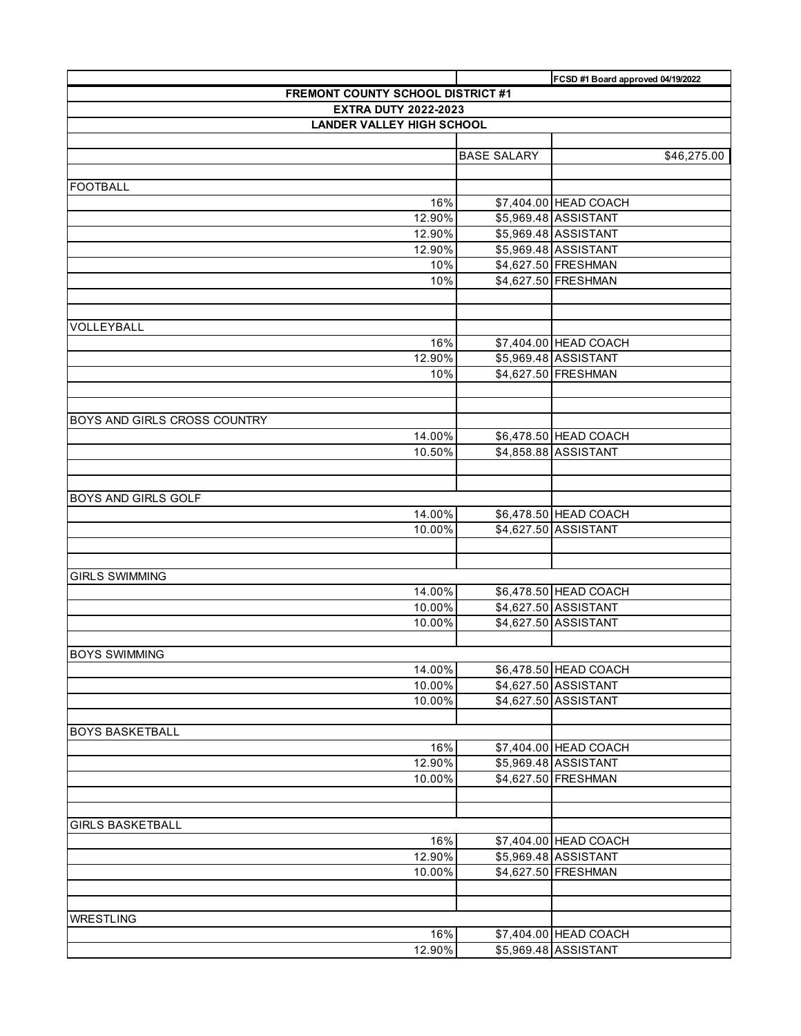| | | |
|---|---|---|
| | | FCSD #1 Board approved 04/19/2022 |

**FREMONT COUNTY SCHOOL DISTRICT #1**

**EXTRA DUTY 2022-2023**

**LANDER VALLEY HIGH SCHOOL**

| | | |
|---|---|---|
| | BASE SALARY | $46,275.00 |
| | | |
| FOOTBALL | | |
| 16% | $7,404.00 | HEAD COACH |
| 12.90% | $5,969.48 | ASSISTANT |
| 12.90% | $5,969.48 | ASSISTANT |
| 12.90% | $5,969.48 | ASSISTANT |
| 10% | $4,627.50 | FRESHMAN |
| 10% | $4,627.50 | FRESHMAN |
| | | |
| | | |
| VOLLEYBALL | | |
| 16% | $7,404.00 | HEAD COACH |
| 12.90% | $5,969.48 | ASSISTANT |
| 10% | $4,627.50 | FRESHMAN |
| | | |
| | | |
| BOYS AND GIRLS CROSS COUNTRY | | |
| 14.00% | $6,478.50 | HEAD COACH |
| 10.50% | $4,858.88 | ASSISTANT |
| | | |
| | | |
| BOYS AND GIRLS GOLF | | |
| 14.00% | $6,478.50 | HEAD COACH |
| 10.00% | $4,627.50 | ASSISTANT |
| | | |
| | | |
| GIRLS SWIMMING | | |
| 14.00% | $6,478.50 | HEAD COACH |
| 10.00% | $4,627.50 | ASSISTANT |
| 10.00% | $4,627.50 | ASSISTANT |
| | | |
| BOYS SWIMMING | | |
| 14.00% | $6,478.50 | HEAD COACH |
| 10.00% | $4,627.50 | ASSISTANT |
| 10.00% | $4,627.50 | ASSISTANT |
| | | |
| BOYS BASKETBALL | | |
| 16% | $7,404.00 | HEAD COACH |
| 12.90% | $5,969.48 | ASSISTANT |
| 10.00% | $4,627.50 | FRESHMAN |
| | | |
| | | |
| GIRLS BASKETBALL | | |
| 16% | $7,404.00 | HEAD COACH |
| 12.90% | $5,969.48 | ASSISTANT |
| 10.00% | $4,627.50 | FRESHMAN |
| | | |
| | | |
| WRESTLING | | |
| 16% | $7,404.00 | HEAD COACH |
| 12.90% | $5,969.48 | ASSISTANT |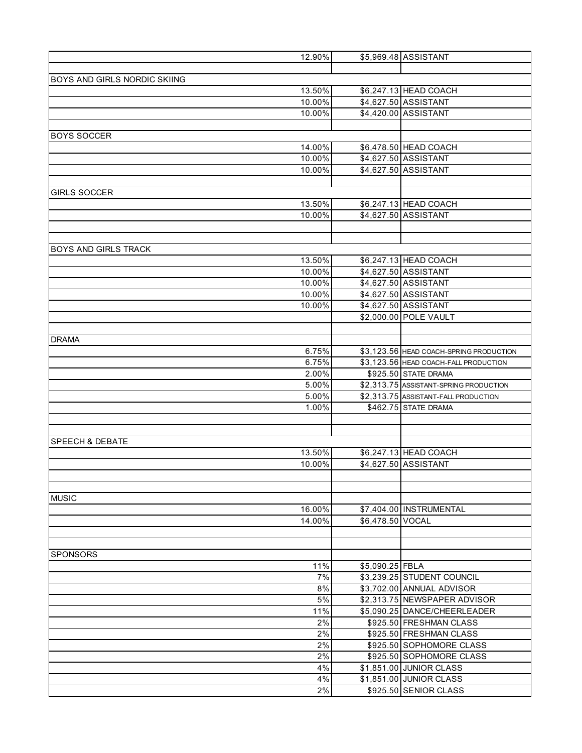| | | | |
|---|---|---|---|
| | 12.90% | $5,969.48 | ASSISTANT |
| | | | |
| BOYS AND GIRLS NORDIC SKIING | | | |
| | 13.50% | $6,247.13 | HEAD COACH |
| | 10.00% | $4,627.50 | ASSISTANT |
| | 10.00% | $4,420.00 | ASSISTANT |
| | | | |
| BOYS SOCCER | | | |
| | 14.00% | $6,478.50 | HEAD COACH |
| | 10.00% | $4,627.50 | ASSISTANT |
| | 10.00% | $4,627.50 | ASSISTANT |
| | | | |
| GIRLS SOCCER | | | |
| | 13.50% | $6,247.13 | HEAD COACH |
| | 10.00% | $4,627.50 | ASSISTANT |
| | | | |
| | | | |
| BOYS AND GIRLS TRACK | | | |
| | 13.50% | $6,247.13 | HEAD COACH |
| | 10.00% | $4,627.50 | ASSISTANT |
| | 10.00% | $4,627.50 | ASSISTANT |
| | 10.00% | $4,627.50 | ASSISTANT |
| | 10.00% | $4,627.50 | ASSISTANT |
| | | $2,000.00 | POLE VAULT |
| | | | |
| DRAMA | | | |
| | 6.75% | $3,123.56 | HEAD COACH-SPRING PRODUCTION |
| | 6.75% | $3,123.56 | HEAD COACH-FALL PRODUCTION |
| | 2.00% | $925.50 | STATE DRAMA |
| | 5.00% | $2,313.75 | ASSISTANT-SPRING PRODUCTION |
| | 5.00% | $2,313.75 | ASSISTANT-FALL PRODUCTION |
| | 1.00% | $462.75 | STATE DRAMA |
| | | | |
| | | | |
| SPEECH & DEBATE | | | |
| | 13.50% | $6,247.13 | HEAD COACH |
| | 10.00% | $4,627.50 | ASSISTANT |
| | | | |
| | | | |
| MUSIC | | | |
| | 16.00% | $7,404.00 | INSTRUMENTAL |
| | 14.00% | $6,478.50 | VOCAL |
| | | | |
| | | | |
| SPONSORS | | | |
| | 11% | $5,090.25 | FBLA |
| | 7% | $3,239.25 | STUDENT COUNCIL |
| | 8% | $3,702.00 | ANNUAL ADVISOR |
| | 5% | $2,313.75 | NEWSPAPER ADVISOR |
| | 11% | $5,090.25 | DANCE/CHEERLEADER |
| | 2% | $925.50 | FRESHMAN CLASS |
| | 2% | $925.50 | FRESHMAN CLASS |
| | 2% | $925.50 | SOPHOMORE CLASS |
| | 2% | $925.50 | SOPHOMORE CLASS |
| | 4% | $1,851.00 | JUNIOR CLASS |
| | 4% | $1,851.00 | JUNIOR CLASS |
| | 2% | $925.50 | SENIOR CLASS |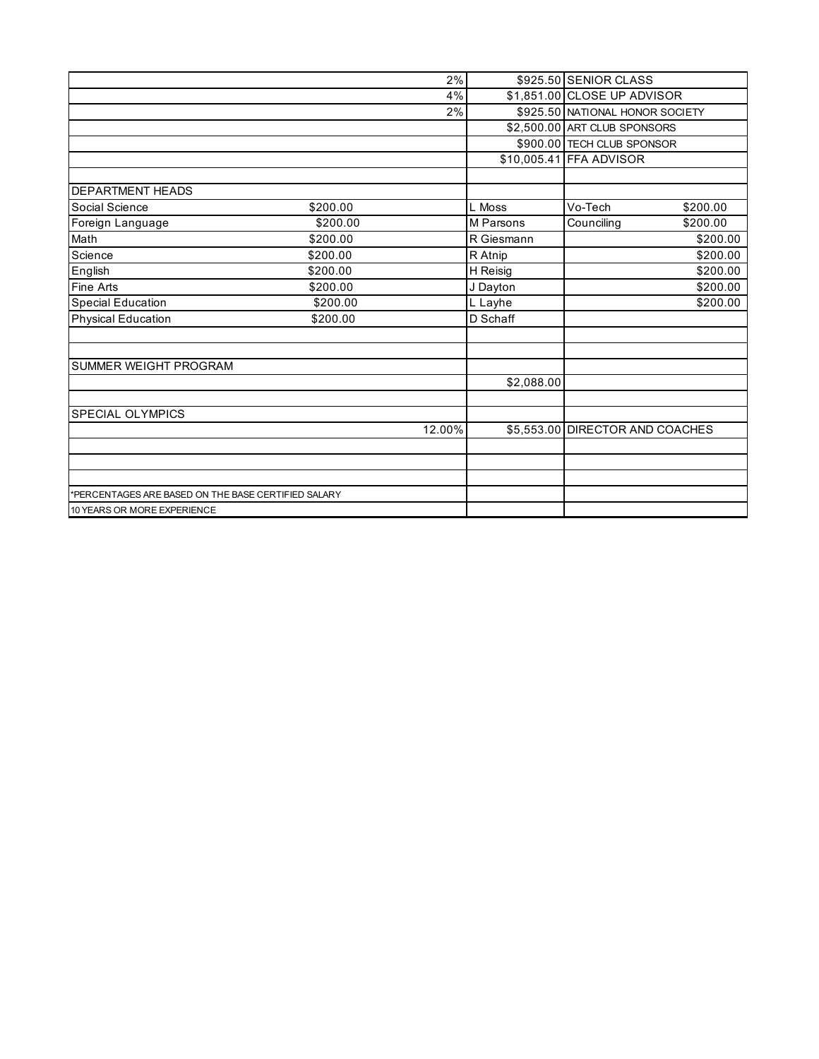| | | | | |
|---|---|---|---|---|
| | | 2% | $925.50 | SENIOR CLASS |
| | | 4% | $1,851.00 | CLOSE UP ADVISOR |
| | | 2% | $925.50 | NATIONAL HONOR SOCIETY |
| | | | $2,500.00 | ART CLUB SPONSORS |
| | | | $900.00 | TECH CLUB SPONSOR |
| | | | $10,005.41 | FFA ADVISOR |
| | | | | |
| DEPARTMENT HEADS | | | | |
| Social Science | $200.00 | | L Moss | Vo-Tech $200.00 |
| Foreign Language | $200.00 | | M Parsons | Counciling $200.00 |
| Math | $200.00 | | R Giesmann | $200.00 |
| Science | $200.00 | | R Atnip | $200.00 |
| English | $200.00 | | H Reisig | $200.00 |
| Fine Arts | $200.00 | | J Dayton | $200.00 |
| Special Education | $200.00 | | L Layhe | $200.00 |
| Physical Education | $200.00 | | D Schaff | |
| | | | | |
| | | | | |
| SUMMER WEIGHT PROGRAM | | | | |
| | | | $2,088.00 | |
| | | | | |
| SPECIAL OLYMPICS | | | | |
| | | 12.00% | $5,553.00 | DIRECTOR AND COACHES |
| | | | | |
| | | | | |
| | | | | |
| *PERCENTAGES ARE BASED ON THE BASE CERTIFIED SALARY | | | | |
| 10 YEARS OR MORE EXPERIENCE | | | | |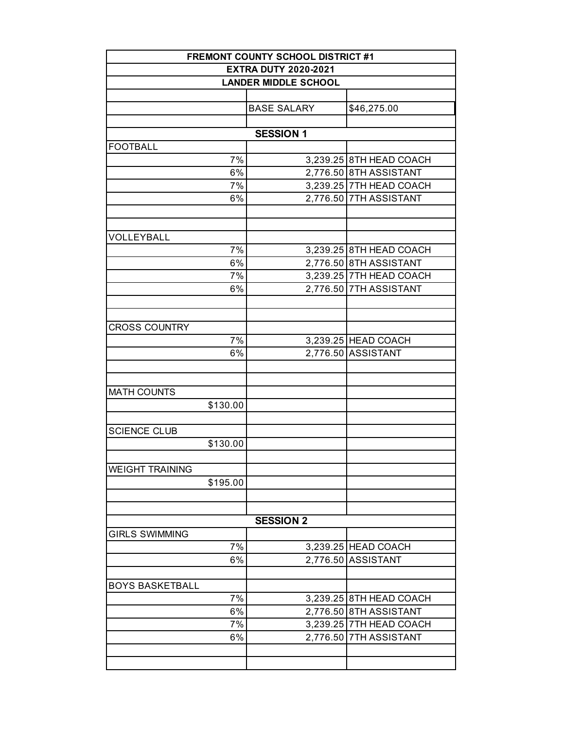| FREMONT COUNTY SCHOOL DISTRICT #1 | | |
|---|---|---|
| EXTRA DUTY 2020-2021 | | |
| LANDER MIDDLE SCHOOL | | |
| | | |
| | BASE SALARY | $46,275.00 |
| | | |
| | SESSION 1 | |
| FOOTBALL | | |
| 7% | 3,239.25 | 8TH HEAD COACH |
| 6% | 2,776.50 | 8TH ASSISTANT |
| 7% | 3,239.25 | 7TH HEAD COACH |
| 6% | 2,776.50 | 7TH ASSISTANT |
| | | |
| | | |
| VOLLEYBALL | | |
| 7% | 3,239.25 | 8TH HEAD COACH |
| 6% | 2,776.50 | 8TH ASSISTANT |
| 7% | 3,239.25 | 7TH HEAD COACH |
| 6% | 2,776.50 | 7TH ASSISTANT |
| | | |
| | | |
| CROSS COUNTRY | | |
| 7% | 3,239.25 | HEAD COACH |
| 6% | 2,776.50 | ASSISTANT |
| | | |
| | | |
| MATH COUNTS | | |
| $130.00 | | |
| | | |
| SCIENCE CLUB | | |
| $130.00 | | |
| | | |
| WEIGHT TRAINING | | |
| $195.00 | | |
| | | |
| | | |
| | SESSION 2 | |
| GIRLS SWIMMING | | |
| 7% | 3,239.25 | HEAD COACH |
| 6% | 2,776.50 | ASSISTANT |
| | | |
| BOYS BASKETBALL | | |
| 7% | 3,239.25 | 8TH HEAD COACH |
| 6% | 2,776.50 | 8TH ASSISTANT |
| 7% | 3,239.25 | 7TH HEAD COACH |
| 6% | 2,776.50 | 7TH ASSISTANT |
| | | |
| | | |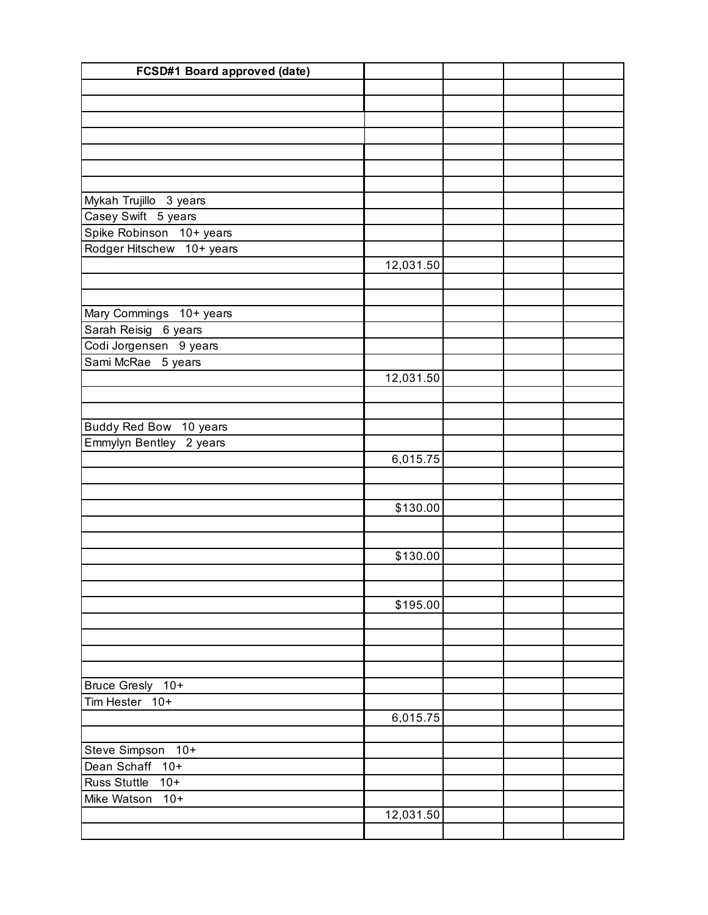| FCSD#1 Board approved (date) | | | | |
|---|---|---|---|---|
| | | | | |
| | | | | |
| | | | | |
| | | | | |
| | | | | |
| | | | | |
| | | | | |
| Mykah Trujillo 3 years | | | | |
| Casey Swift 5 years | | | | |
| Spike Robinson 10+ years | | | | |
| Rodger Hitschew 10+ years | | | | |
| | 12,031.50 | | | |
| | | | | |
| | | | | |
| Mary Commings 10+ years | | | | |
| Sarah Reisig 6 years | | | | |
| Codi Jorgensen 9 years | | | | |
| Sami McRae 5 years | | | | |
| | 12,031.50 | | | |
| | | | | |
| | | | | |
| Buddy Red Bow 10 years | | | | |
| Emmylyn Bentley 2 years | | | | |
| | 6,015.75 | | | |
| | | | | |
| | | | | |
| | $130.00 | | | |
| | | | | |
| | | | | |
| | $130.00 | | | |
| | | | | |
| | | | | |
| | $195.00 | | | |
| | | | | |
| | | | | |
| | | | | |
| | | | | |
| Bruce Gresly 10+ | | | | |
| Tim Hester 10+ | | | | |
| | 6,015.75 | | | |
| | | | | |
| Steve Simpson 10+ | | | | |
| Dean Schaff 10+ | | | | |
| Russ Stuttle 10+ | | | | |
| Mike Watson 10+ | | | | |
| | 12,031.50 | | | |
| | | | | |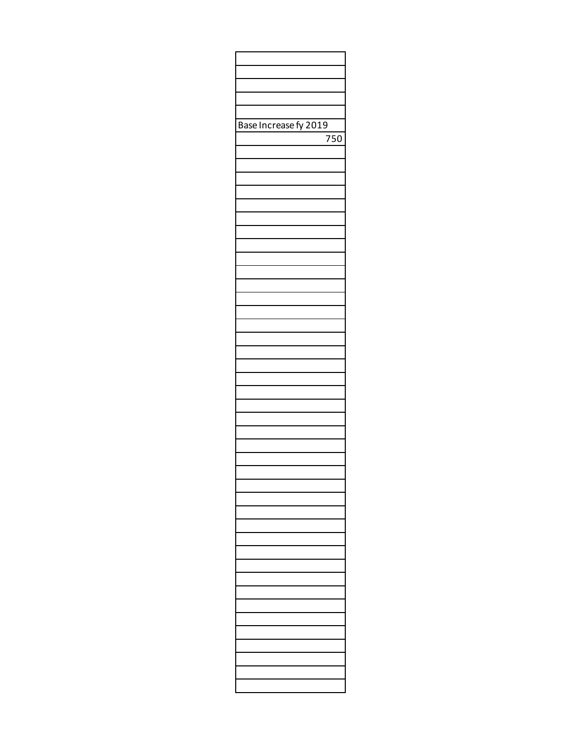| |
|---|
| |
| |
| |
| |
| Base Increase fy 2019 |
| 750 |
| |
| |
| |
| |
| |
| |
| |
| |
| |
| |
| |
| |
| |
| |
| |
| |
| |
| |
| |
| |
| |
| |
| |
| |
| |
| |
| |
| |
| |
| |
| |
| |
| |
| |
| |
| |
| |
| |
| |
| |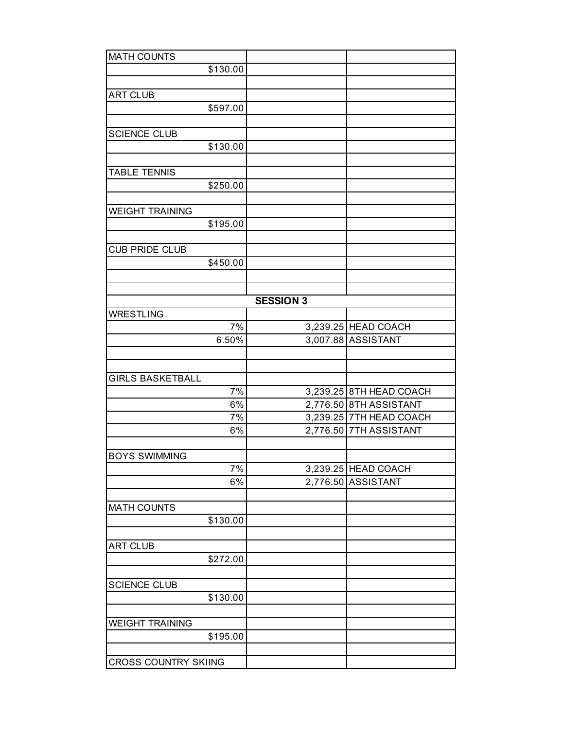| | | |
|---|---|---|
| MATH COUNTS | | |
| $130.00 | | |
| | | |
| ART CLUB | | |
| $597.00 | | |
| | | |
| SCIENCE CLUB | | |
| $130.00 | | |
| | | |
| TABLE TENNIS | | |
| $250.00 | | |
| | | |
| WEIGHT TRAINING | | |
| $195.00 | | |
| | | |
| CUB PRIDE CLUB | | |
| $450.00 | | |
| | | |
| | | |
| **SESSION 3** | | |
| WRESTLING | | |
| 7% | 3,239.25 | HEAD COACH |
| 6.50% | 3,007.88 | ASSISTANT |
| | | |
| | | |
| GIRLS BASKETBALL | | |
| 7% | 3,239.25 | 8TH HEAD COACH |
| 6% | 2,776.50 | 8TH ASSISTANT |
| 7% | 3,239.25 | 7TH HEAD COACH |
| 6% | 2,776.50 | 7TH ASSISTANT |
| | | |
| BOYS SWIMMING | | |
| 7% | 3,239.25 | HEAD COACH |
| 6% | 2,776.50 | ASSISTANT |
| | | |
| MATH COUNTS | | |
| $130.00 | | |
| | | |
| ART CLUB | | |
| $272.00 | | |
| | | |
| SCIENCE CLUB | | |
| $130.00 | | |
| | | |
| WEIGHT TRAINING | | |
| $195.00 | | |
| | | |
| CROSS COUNTRY SKIING | | |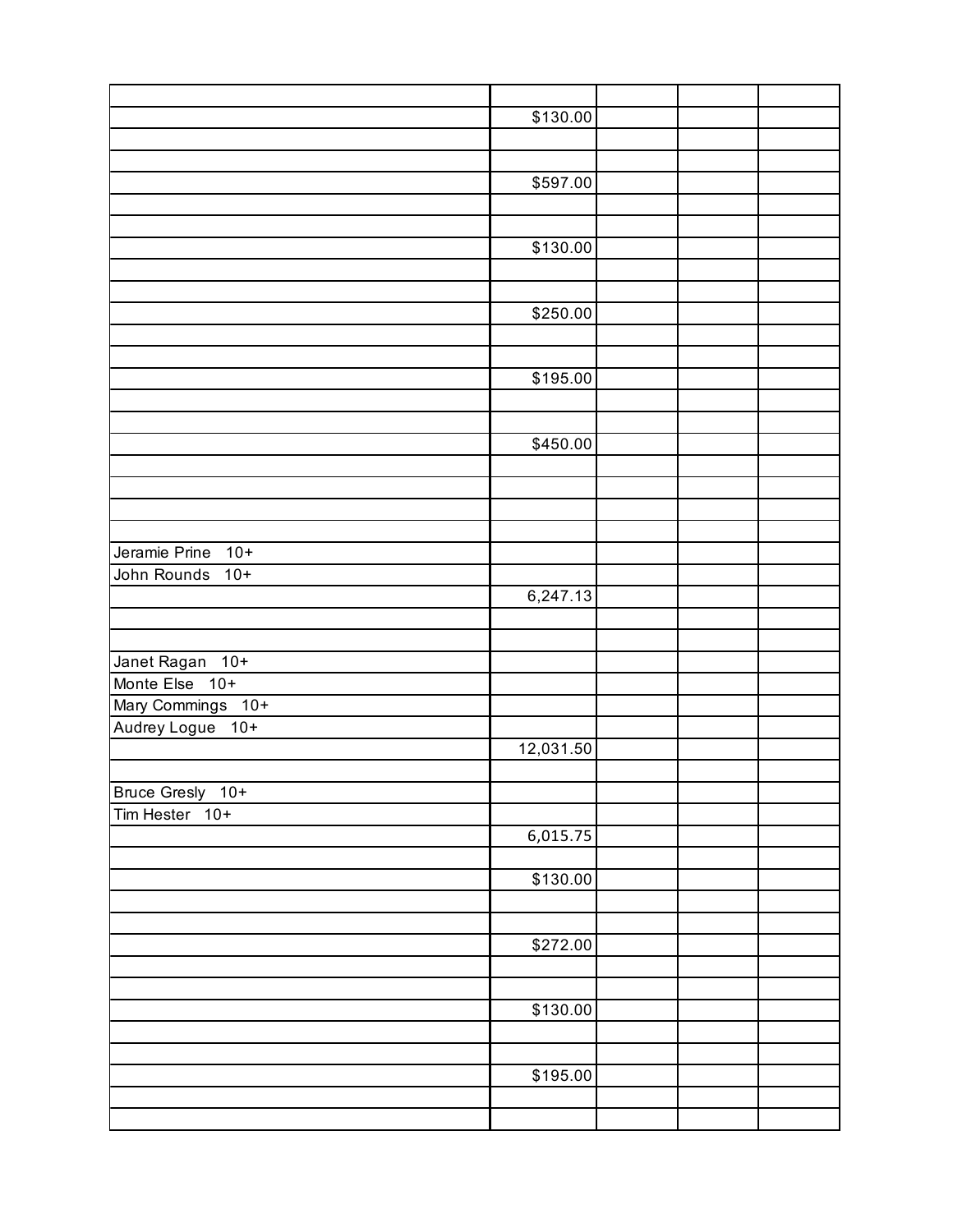| | | | | |
|---|---|---|---|---|
| | | | | |
| | $130.00 | | | |
| | | | | |
| | | | | |
| | $597.00 | | | |
| | | | | |
| | | | | |
| | $130.00 | | | |
| | | | | |
| | | | | |
| | $250.00 | | | |
| | | | | |
| | | | | |
| | $195.00 | | | |
| | | | | |
| | | | | |
| | $450.00 | | | |
| | | | | |
| | | | | |
| | | | | |
| | | | | |
| Jeramie Prine 10+ | | | | |
| John Rounds 10+ | | | | |
| | 6,247.13 | | | |
| | | | | |
| | | | | |
| Janet Ragan 10+ | | | | |
| Monte Else 10+ | | | | |
| Mary Commings 10+ | | | | |
| Audrey Logue 10+ | | | | |
| | 12,031.50 | | | |
| | | | | |
| Bruce Gresly 10+ | | | | |
| Tim Hester 10+ | | | | |
| | 6,015.75 | | | |
| | | | | |
| | $130.00 | | | |
| | | | | |
| | | | | |
| | $272.00 | | | |
| | | | | |
| | | | | |
| | $130.00 | | | |
| | | | | |
| | | | | |
| | $195.00 | | | |
| | | | | |
| | | | | |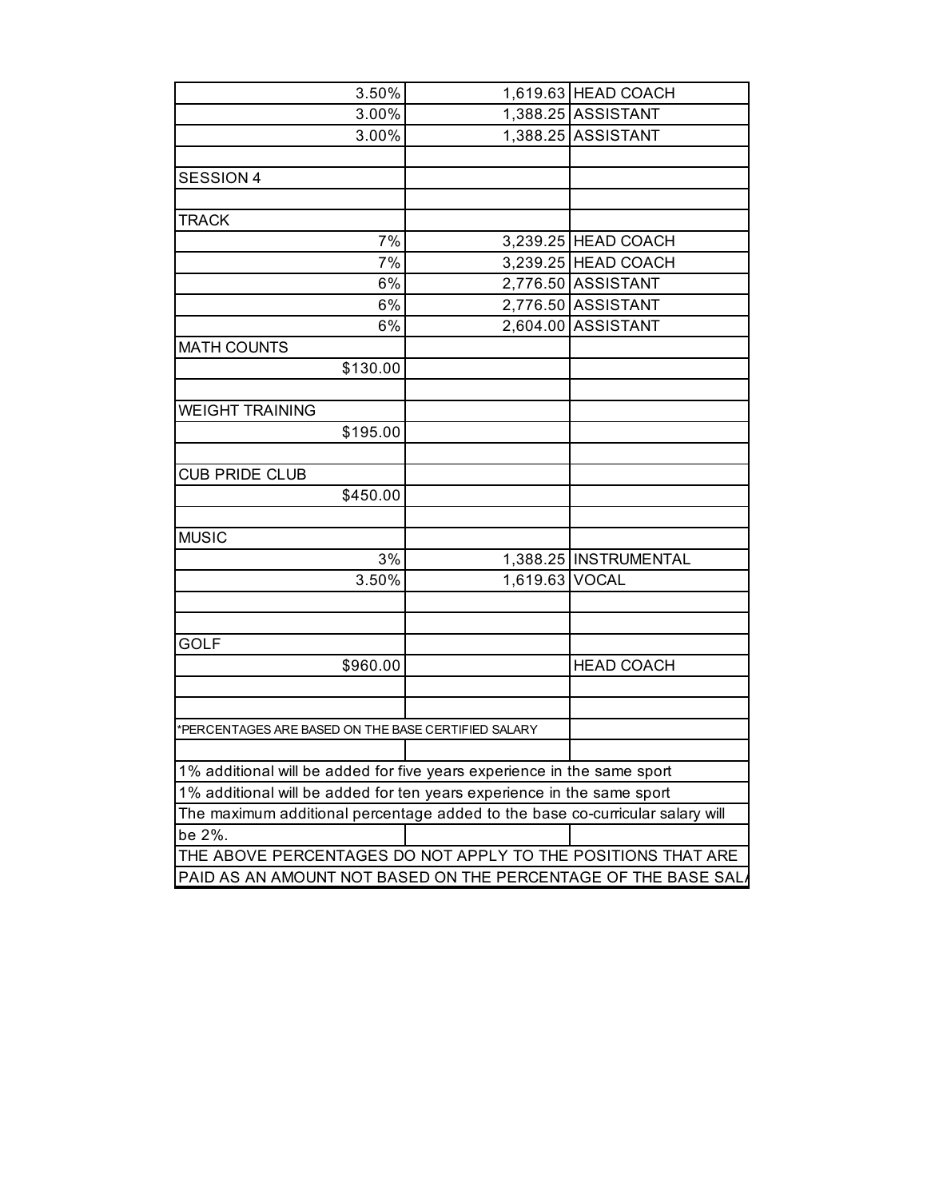| | | |
|---|---|---|
| 3.50% | 1,619.63 | HEAD COACH |
| 3.00% | 1,388.25 | ASSISTANT |
| 3.00% | 1,388.25 | ASSISTANT |
| | | |
| SESSION 4 | | |
| | | |
| TRACK | | |
| 7% | 3,239.25 | HEAD COACH |
| 7% | 3,239.25 | HEAD COACH |
| 6% | 2,776.50 | ASSISTANT |
| 6% | 2,776.50 | ASSISTANT |
| 6% | 2,604.00 | ASSISTANT |
| MATH COUNTS | | |
| $130.00 | | |
| | | |
| WEIGHT TRAINING | | |
| $195.00 | | |
| | | |
| CUB PRIDE CLUB | | |
| $450.00 | | |
| | | |
| MUSIC | | |
| 3% | 1,388.25 | INSTRUMENTAL |
| 3.50% | 1,619.63 | VOCAL |
| | | |
| | | |
| GOLF | | |
| $960.00 | | HEAD COACH |
| | | |
| | | |
| *PERCENTAGES ARE BASED ON THE BASE CERTIFIED SALARY | | |
| | | |
| 1% additional will be added for five years experience in the same sport | | |
| 1% additional will be added for ten years experience in the same sport | | |
| The maximum additional percentage added to the base co-curricular salary will | | |
| be 2%. | | |
| THE ABOVE PERCENTAGES DO NOT APPLY TO THE POSITIONS THAT ARE | | |
| PAID AS AN AMOUNT NOT BASED ON THE PERCENTAGE OF THE BASE SAL | | |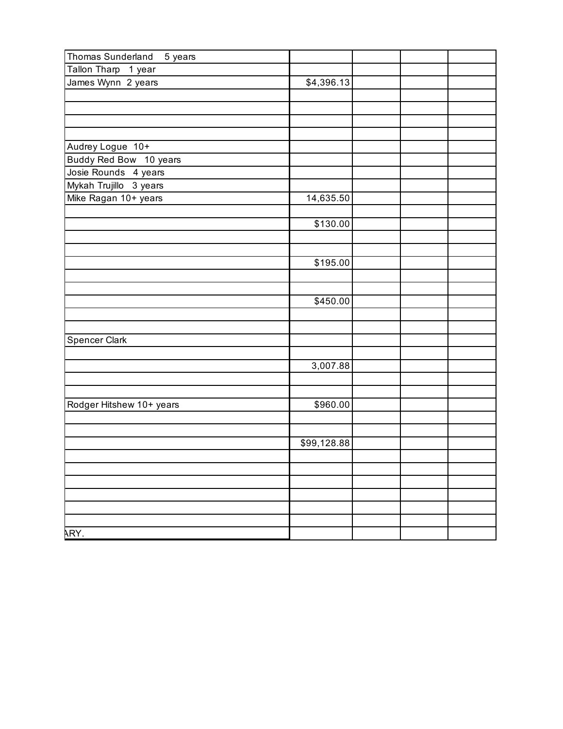| | | | | |
|---|---|---|---|---|
| Thomas Sunderland 5 years | | | | |
| Tallon Tharp 1 year | | | | |
| James Wynn 2 years | $4,396.13 | | | |
| | | | | |
| | | | | |
| | | | | |
| | | | | |
| Audrey Logue 10+ | | | | |
| Buddy Red Bow 10 years | | | | |
| Josie Rounds 4 years | | | | |
| Mykah Trujillo 3 years | | | | |
| Mike Ragan 10+ years | 14,635.50 | | | |
| | | | | |
| | $130.00 | | | |
| | | | | |
| | | | | |
| | $195.00 | | | |
| | | | | |
| | | | | |
| | $450.00 | | | |
| | | | | |
| | | | | |
| Spencer Clark | | | | |
| | | | | |
| | 3,007.88 | | | |
| | | | | |
| | | | | |
| Rodger Hitshew 10+ years | $960.00 | | | |
| | | | | |
| | | | | |
| | $99,128.88 | | | |
| | | | | |
| | | | | |
| | | | | |
| | | | | |
| | | | | |
| | | | | |
| ARY. | | | | |